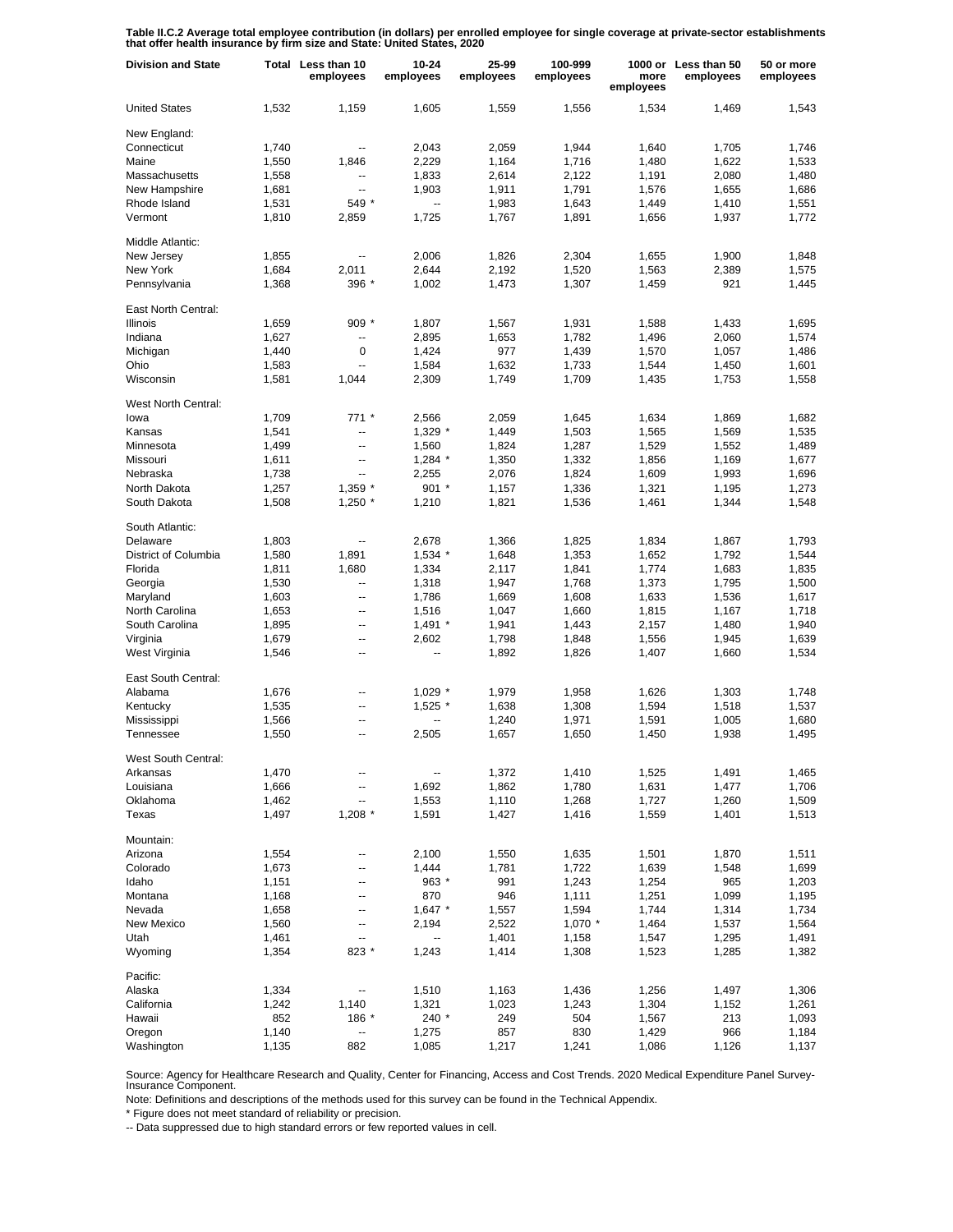**Table II.C.2 Average total employee contribution (in dollars) per enrolled employee for single coverage at private-sector establishments that offer health insurance by firm size and State: United States, 2020**

| Division and State | Total | Less than 10 employees | 10-24 employees | 25-99 employees | 100-999 employees | 1000 or more employees | Less than 50 employees | 50 or more employees |
|---|---|---|---|---|---|---|---|---|
| United States | 1,532 | 1,159 | 1,605 | 1,559 | 1,556 | 1,534 | 1,469 | 1,543 |
| New England: | | | | | | | | |
| Connecticut | 1,740 | -- | 2,043 | 2,059 | 1,944 | 1,640 | 1,705 | 1,746 |
| Maine | 1,550 | 1,846 | 2,229 | 1,164 | 1,716 | 1,480 | 1,622 | 1,533 |
| Massachusetts | 1,558 | -- | 1,833 | 2,614 | 2,122 | 1,191 | 2,080 | 1,480 |
| New Hampshire | 1,681 | -- | 1,903 | 1,911 | 1,791 | 1,576 | 1,655 | 1,686 |
| Rhode Island | 1,531 | 549 * | -- | 1,983 | 1,643 | 1,449 | 1,410 | 1,551 |
| Vermont | 1,810 | 2,859 | 1,725 | 1,767 | 1,891 | 1,656 | 1,937 | 1,772 |
| Middle Atlantic: | | | | | | | | |
| New Jersey | 1,855 | -- | 2,006 | 1,826 | 2,304 | 1,655 | 1,900 | 1,848 |
| New York | 1,684 | 2,011 | 2,644 | 2,192 | 1,520 | 1,563 | 2,389 | 1,575 |
| Pennsylvania | 1,368 | 396 * | 1,002 | 1,473 | 1,307 | 1,459 | 921 | 1,445 |
| East North Central: | | | | | | | | |
| Illinois | 1,659 | 909 * | 1,807 | 1,567 | 1,931 | 1,588 | 1,433 | 1,695 |
| Indiana | 1,627 | -- | 2,895 | 1,653 | 1,782 | 1,496 | 2,060 | 1,574 |
| Michigan | 1,440 | 0 | 1,424 | 977 | 1,439 | 1,570 | 1,057 | 1,486 |
| Ohio | 1,583 | -- | 1,584 | 1,632 | 1,733 | 1,544 | 1,450 | 1,601 |
| Wisconsin | 1,581 | 1,044 | 2,309 | 1,749 | 1,709 | 1,435 | 1,753 | 1,558 |
| West North Central: | | | | | | | | |
| Iowa | 1,709 | 771 * | 2,566 | 2,059 | 1,645 | 1,634 | 1,869 | 1,682 |
| Kansas | 1,541 | -- | 1,329 * | 1,449 | 1,503 | 1,565 | 1,569 | 1,535 |
| Minnesota | 1,499 | -- | 1,560 | 1,824 | 1,287 | 1,529 | 1,552 | 1,489 |
| Missouri | 1,611 | -- | 1,284 * | 1,350 | 1,332 | 1,856 | 1,169 | 1,677 |
| Nebraska | 1,738 | -- | 2,255 | 2,076 | 1,824 | 1,609 | 1,993 | 1,696 |
| North Dakota | 1,257 | 1,359 * | 901 * | 1,157 | 1,336 | 1,321 | 1,195 | 1,273 |
| South Dakota | 1,508 | 1,250 * | 1,210 | 1,821 | 1,536 | 1,461 | 1,344 | 1,548 |
| South Atlantic: | | | | | | | | |
| Delaware | 1,803 | -- | 2,678 | 1,366 | 1,825 | 1,834 | 1,867 | 1,793 |
| District of Columbia | 1,580 | 1,891 | 1,534 * | 1,648 | 1,353 | 1,652 | 1,792 | 1,544 |
| Florida | 1,811 | 1,680 | 1,334 | 2,117 | 1,841 | 1,774 | 1,683 | 1,835 |
| Georgia | 1,530 | -- | 1,318 | 1,947 | 1,768 | 1,373 | 1,795 | 1,500 |
| Maryland | 1,603 | -- | 1,786 | 1,669 | 1,608 | 1,633 | 1,536 | 1,617 |
| North Carolina | 1,653 | -- | 1,516 | 1,047 | 1,660 | 1,815 | 1,167 | 1,718 |
| South Carolina | 1,895 | -- | 1,491 * | 1,941 | 1,443 | 2,157 | 1,480 | 1,940 |
| Virginia | 1,679 | -- | 2,602 | 1,798 | 1,848 | 1,556 | 1,945 | 1,639 |
| West Virginia | 1,546 | -- | -- | 1,892 | 1,826 | 1,407 | 1,660 | 1,534 |
| East South Central: | | | | | | | | |
| Alabama | 1,676 | -- | 1,029 * | 1,979 | 1,958 | 1,626 | 1,303 | 1,748 |
| Kentucky | 1,535 | -- | 1,525 * | 1,638 | 1,308 | 1,594 | 1,518 | 1,537 |
| Mississippi | 1,566 | -- | -- | 1,240 | 1,971 | 1,591 | 1,005 | 1,680 |
| Tennessee | 1,550 | -- | 2,505 | 1,657 | 1,650 | 1,450 | 1,938 | 1,495 |
| West South Central: | | | | | | | | |
| Arkansas | 1,470 | -- | -- | 1,372 | 1,410 | 1,525 | 1,491 | 1,465 |
| Louisiana | 1,666 | -- | 1,692 | 1,862 | 1,780 | 1,631 | 1,477 | 1,706 |
| Oklahoma | 1,462 | -- | 1,553 | 1,110 | 1,268 | 1,727 | 1,260 | 1,509 |
| Texas | 1,497 | 1,208 * | 1,591 | 1,427 | 1,416 | 1,559 | 1,401 | 1,513 |
| Mountain: | | | | | | | | |
| Arizona | 1,554 | -- | 2,100 | 1,550 | 1,635 | 1,501 | 1,870 | 1,511 |
| Colorado | 1,673 | -- | 1,444 | 1,781 | 1,722 | 1,639 | 1,548 | 1,699 |
| Idaho | 1,151 | -- | 963 * | 991 | 1,243 | 1,254 | 965 | 1,203 |
| Montana | 1,168 | -- | 870 | 946 | 1,111 | 1,251 | 1,099 | 1,195 |
| Nevada | 1,658 | -- | 1,647 * | 1,557 | 1,594 | 1,744 | 1,314 | 1,734 |
| New Mexico | 1,560 | -- | 2,194 | 2,522 | 1,070 * | 1,464 | 1,537 | 1,564 |
| Utah | 1,461 | -- | -- | 1,401 | 1,158 | 1,547 | 1,295 | 1,491 |
| Wyoming | 1,354 | 823 * | 1,243 | 1,414 | 1,308 | 1,523 | 1,285 | 1,382 |
| Pacific: | | | | | | | | |
| Alaska | 1,334 | -- | 1,510 | 1,163 | 1,436 | 1,256 | 1,497 | 1,306 |
| California | 1,242 | 1,140 | 1,321 | 1,023 | 1,243 | 1,304 | 1,152 | 1,261 |
| Hawaii | 852 | 186 * | 240 * | 249 | 504 | 1,567 | 213 | 1,093 |
| Oregon | 1,140 | -- | 1,275 | 857 | 830 | 1,429 | 966 | 1,184 |
| Washington | 1,135 | 882 | 1,085 | 1,217 | 1,241 | 1,086 | 1,126 | 1,137 |

Source: Agency for Healthcare Research and Quality, Center for Financing, Access and Cost Trends. 2020 Medical Expenditure Panel Survey-Insurance Component.

Note: Definitions and descriptions of the methods used for this survey can be found in the Technical Appendix.

* Figure does not meet standard of reliability or precision.

-- Data suppressed due to high standard errors or few reported values in cell.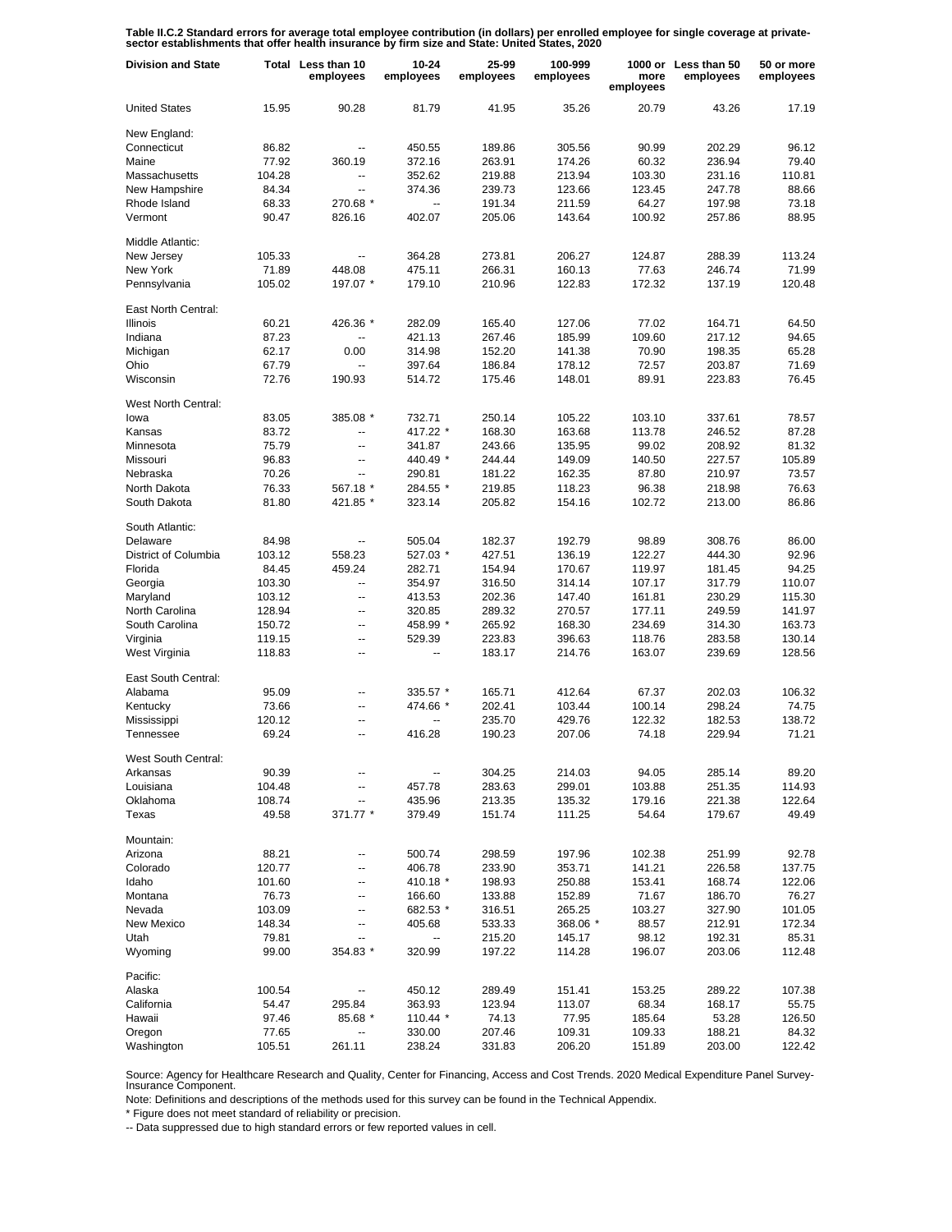**Table II.C.2 Standard errors for average total employee contribution (in dollars) per enrolled employee for single coverage at private-sector establishments that offer health insurance by firm size and State: United States, 2020**

| Division and State | Total | Less than 10 employees | 10-24 employees | 25-99 employees | 100-999 employees | 1000 or more employees | Less than 50 employees | 50 or more employees |
|---|---|---|---|---|---|---|---|---|
| United States | 15.95 | 90.28 | 81.79 | 41.95 | 35.26 | 20.79 | 43.26 | 17.19 |
| New England: | | | | | | | | |
| Connecticut | 86.82 | -- | 450.55 | 189.86 | 305.56 | 90.99 | 202.29 | 96.12 |
| Maine | 77.92 | 360.19 | 372.16 | 263.91 | 174.26 | 60.32 | 236.94 | 79.40 |
| Massachusetts | 104.28 | -- | 352.62 | 219.88 | 213.94 | 103.30 | 231.16 | 110.81 |
| New Hampshire | 84.34 | -- | 374.36 | 239.73 | 123.66 | 123.45 | 247.78 | 88.66 |
| Rhode Island | 68.33 | 270.68 * | -- | 191.34 | 211.59 | 64.27 | 197.98 | 73.18 |
| Vermont | 90.47 | 826.16 | 402.07 | 205.06 | 143.64 | 100.92 | 257.86 | 88.95 |
| Middle Atlantic: | | | | | | | | |
| New Jersey | 105.33 | -- | 364.28 | 273.81 | 206.27 | 124.87 | 288.39 | 113.24 |
| New York | 71.89 | 448.08 | 475.11 | 266.31 | 160.13 | 77.63 | 246.74 | 71.99 |
| Pennsylvania | 105.02 | 197.07 * | 179.10 | 210.96 | 122.83 | 172.32 | 137.19 | 120.48 |
| East North Central: | | | | | | | | |
| Illinois | 60.21 | 426.36 * | 282.09 | 165.40 | 127.06 | 77.02 | 164.71 | 64.50 |
| Indiana | 87.23 | -- | 421.13 | 267.46 | 185.99 | 109.60 | 217.12 | 94.65 |
| Michigan | 62.17 | 0.00 | 314.98 | 152.20 | 141.38 | 70.90 | 198.35 | 65.28 |
| Ohio | 67.79 | -- | 397.64 | 186.84 | 178.12 | 72.57 | 203.87 | 71.69 |
| Wisconsin | 72.76 | 190.93 | 514.72 | 175.46 | 148.01 | 89.91 | 223.83 | 76.45 |
| West North Central: | | | | | | | | |
| Iowa | 83.05 | 385.08 * | 732.71 | 250.14 | 105.22 | 103.10 | 337.61 | 78.57 |
| Kansas | 83.72 | -- | 417.22 * | 168.30 | 163.68 | 113.78 | 246.52 | 87.28 |
| Minnesota | 75.79 | -- | 341.87 | 243.66 | 135.95 | 99.02 | 208.92 | 81.32 |
| Missouri | 96.83 | -- | 440.49 * | 244.44 | 149.09 | 140.50 | 227.57 | 105.89 |
| Nebraska | 70.26 | -- | 290.81 | 181.22 | 162.35 | 87.80 | 210.97 | 73.57 |
| North Dakota | 76.33 | 567.18 * | 284.55 * | 219.85 | 118.23 | 96.38 | 218.98 | 76.63 |
| South Dakota | 81.80 | 421.85 * | 323.14 | 205.82 | 154.16 | 102.72 | 213.00 | 86.86 |
| South Atlantic: | | | | | | | | |
| Delaware | 84.98 | -- | 505.04 | 182.37 | 192.79 | 98.89 | 308.76 | 86.00 |
| District of Columbia | 103.12 | 558.23 | 527.03 * | 427.51 | 136.19 | 122.27 | 444.30 | 92.96 |
| Florida | 84.45 | 459.24 | 282.71 | 154.94 | 170.67 | 119.97 | 181.45 | 94.25 |
| Georgia | 103.30 | -- | 354.97 | 316.50 | 314.14 | 107.17 | 317.79 | 110.07 |
| Maryland | 103.12 | -- | 413.53 | 202.36 | 147.40 | 161.81 | 230.29 | 115.30 |
| North Carolina | 128.94 | -- | 320.85 | 289.32 | 270.57 | 177.11 | 249.59 | 141.97 |
| South Carolina | 150.72 | -- | 458.99 * | 265.92 | 168.30 | 234.69 | 314.30 | 163.73 |
| Virginia | 119.15 | -- | 529.39 | 223.83 | 396.63 | 118.76 | 283.58 | 130.14 |
| West Virginia | 118.83 | -- | -- | 183.17 | 214.76 | 163.07 | 239.69 | 128.56 |
| East South Central: | | | | | | | | |
| Alabama | 95.09 | -- | 335.57 * | 165.71 | 412.64 | 67.37 | 202.03 | 106.32 |
| Kentucky | 73.66 | -- | 474.66 * | 202.41 | 103.44 | 100.14 | 298.24 | 74.75 |
| Mississippi | 120.12 | -- | -- | 235.70 | 429.76 | 122.32 | 182.53 | 138.72 |
| Tennessee | 69.24 | -- | 416.28 | 190.23 | 207.06 | 74.18 | 229.94 | 71.21 |
| West South Central: | | | | | | | | |
| Arkansas | 90.39 | -- | -- | 304.25 | 214.03 | 94.05 | 285.14 | 89.20 |
| Louisiana | 104.48 | -- | 457.78 | 283.63 | 299.01 | 103.88 | 251.35 | 114.93 |
| Oklahoma | 108.74 | -- | 435.96 | 213.35 | 135.32 | 179.16 | 221.38 | 122.64 |
| Texas | 49.58 | 371.77 * | 379.49 | 151.74 | 111.25 | 54.64 | 179.67 | 49.49 |
| Mountain: | | | | | | | | |
| Arizona | 88.21 | -- | 500.74 | 298.59 | 197.96 | 102.38 | 251.99 | 92.78 |
| Colorado | 120.77 | -- | 406.78 | 233.90 | 353.71 | 141.21 | 226.58 | 137.75 |
| Idaho | 101.60 | -- | 410.18 * | 198.93 | 250.88 | 153.41 | 168.74 | 122.06 |
| Montana | 76.73 | -- | 166.60 | 133.88 | 152.89 | 71.67 | 186.70 | 76.27 |
| Nevada | 103.09 | -- | 682.53 * | 316.51 | 265.25 | 103.27 | 327.90 | 101.05 |
| New Mexico | 148.34 | -- | 405.68 | 533.33 | 368.06 * | 88.57 | 212.91 | 172.34 |
| Utah | 79.81 | -- | -- | 215.20 | 145.17 | 98.12 | 192.31 | 85.31 |
| Wyoming | 99.00 | 354.83 * | 320.99 | 197.22 | 114.28 | 196.07 | 203.06 | 112.48 |
| Pacific: | | | | | | | | |
| Alaska | 100.54 | -- | 450.12 | 289.49 | 151.41 | 153.25 | 289.22 | 107.38 |
| California | 54.47 | 295.84 | 363.93 | 123.94 | 113.07 | 68.34 | 168.17 | 55.75 |
| Hawaii | 97.46 | 85.68 * | 110.44 * | 74.13 | 77.95 | 185.64 | 53.28 | 126.50 |
| Oregon | 77.65 | -- | 330.00 | 207.46 | 109.31 | 109.33 | 188.21 | 84.32 |
| Washington | 105.51 | 261.11 | 238.24 | 331.83 | 206.20 | 151.89 | 203.00 | 122.42 |

Source: Agency for Healthcare Research and Quality, Center for Financing, Access and Cost Trends. 2020 Medical Expenditure Panel Survey-Insurance Component.

Note: Definitions and descriptions of the methods used for this survey can be found in the Technical Appendix.

* Figure does not meet standard of reliability or precision.

-- Data suppressed due to high standard errors or few reported values in cell.